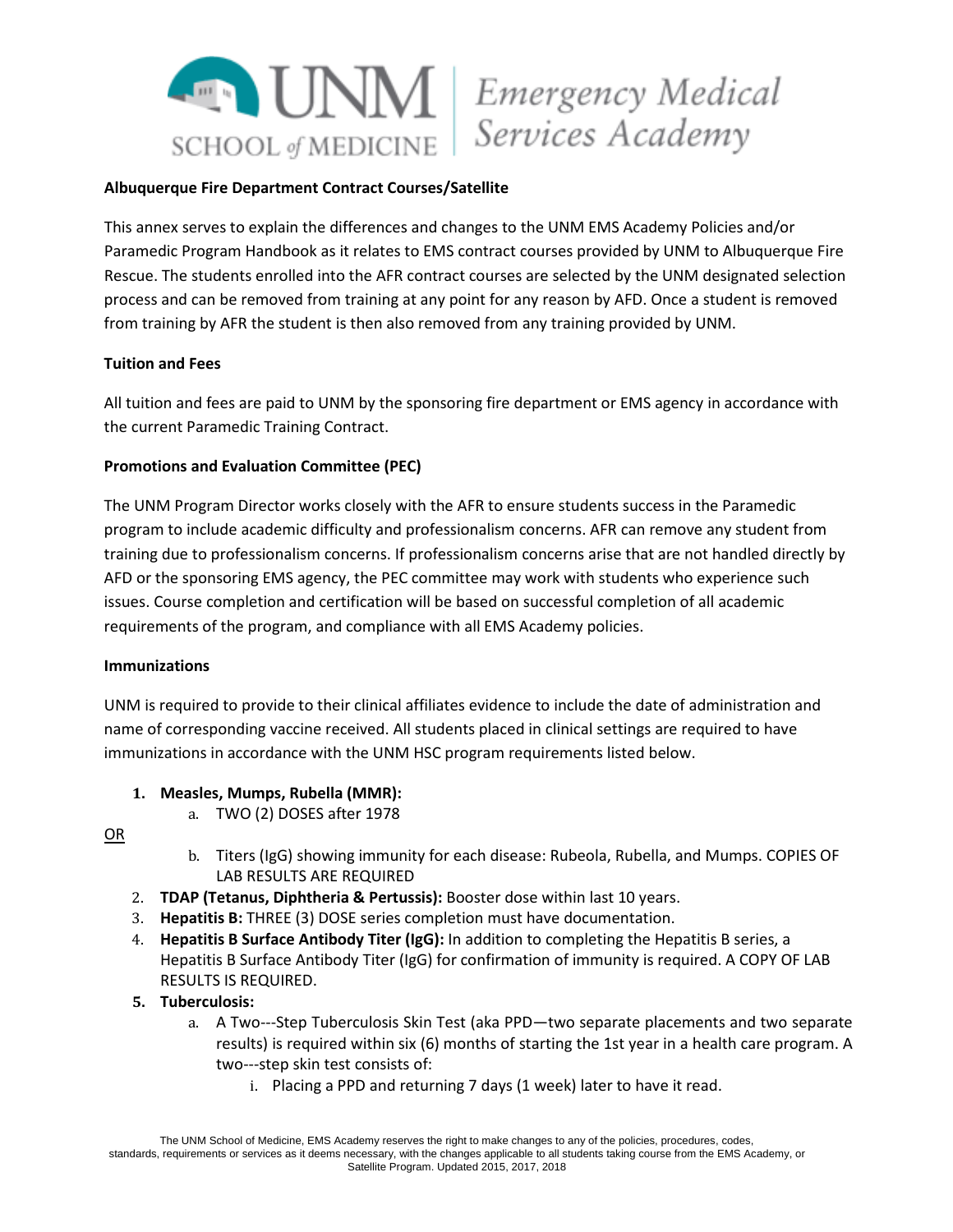UNM SCHOOL of MEDICINE | Emergency Medical Services Academy

**Albuquerque Fire Department Contract Courses/Satellite**

This annex serves to explain the differences and changes to the UNM EMS Academy Policies and/or Paramedic Program Handbook as it relates to EMS contract courses provided by UNM to Albuquerque Fire Rescue. The students enrolled into the AFR contract courses are selected by the UNM designated selection process and can be removed from training at any point for any reason by AFD. Once a student is removed from training by AFR the student is then also removed from any training provided by UNM.

**Tuition and Fees**

All tuition and fees are paid to UNM by the sponsoring fire department or EMS agency in accordance with the current Paramedic Training Contract.

**Promotions and Evaluation Committee (PEC)**

The UNM Program Director works closely with the AFR to ensure students success in the Paramedic program to include academic difficulty and professionalism concerns. AFR can remove any student from training due to professionalism concerns. If professionalism concerns arise that are not handled directly by AFD or the sponsoring EMS agency, the PEC committee may work with students who experience such issues. Course completion and certification will be based on successful completion of all academic requirements of the program, and compliance with all EMS Academy policies.

**Immunizations**

UNM is required to provide to their clinical affiliates evidence to include the date of administration and name of corresponding vaccine received. All students placed in clinical settings are required to have immunizations in accordance with the UNM HSC program requirements listed below.

1. **Measles, Mumps, Rubella (MMR):**
   a. TWO (2) DOSES after 1978

   OR

   b. Titers (IgG) showing immunity for each disease: Rubeola, Rubella, and Mumps. COPIES OF LAB RESULTS ARE REQUIRED
2. **TDAP (Tetanus, Diphtheria & Pertussis):** Booster dose within last 10 years.
3. **Hepatitis B:** THREE (3) DOSE series completion must have documentation.
4. **Hepatitis B Surface Antibody Titer (IgG):** In addition to completing the Hepatitis B series, a Hepatitis B Surface Antibody Titer (IgG) for confirmation of immunity is required. A COPY OF LAB RESULTS IS REQUIRED.
5. **Tuberculosis:**
   a. A Two---Step Tuberculosis Skin Test (aka PPD—two separate placements and two separate results) is required within six (6) months of starting the 1st year in a health care program. A two---step skin test consists of:
      i. Placing a PPD and returning 7 days (1 week) later to have it read.

The UNM School of Medicine, EMS Academy reserves the right to make changes to any of the policies, procedures, codes, standards, requirements or services as it deems necessary, with the changes applicable to all students taking course from the EMS Academy, or Satellite Program. Updated 2015, 2017, 2018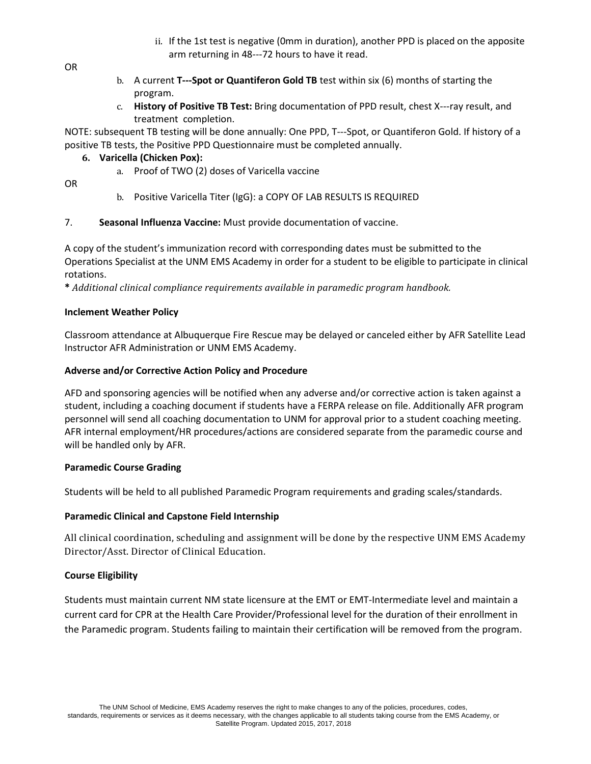ii. If the 1st test is negative (0mm in duration), another PPD is placed on the apposite arm returning in 48---72 hours to have it read.

OR

b. A current **T---Spot or Quantiferon Gold TB** test within six (6) months of starting the program.

c. **History of Positive TB Test:** Bring documentation of PPD result, chest X---ray result, and treatment completion.

NOTE: subsequent TB testing will be done annually: One PPD, T---Spot, or Quantiferon Gold. If history of a positive TB tests, the Positive PPD Questionnaire must be completed annually.

6. **Varicella (Chicken Pox):**
   a. Proof of TWO (2) doses of Varicella vaccine

OR

   b. Positive Varicella Titer (IgG): a COPY OF LAB RESULTS IS REQUIRED

7. **Seasonal Influenza Vaccine:** Must provide documentation of vaccine.

A copy of the student's immunization record with corresponding dates must be submitted to the Operations Specialist at the UNM EMS Academy in order for a student to be eligible to participate in clinical rotations.

**\*** *Additional clinical compliance requirements available in paramedic program handbook.*

**Inclement Weather Policy**

Classroom attendance at Albuquerque Fire Rescue may be delayed or canceled either by AFR Satellite Lead Instructor AFR Administration or UNM EMS Academy.

**Adverse and/or Corrective Action Policy and Procedure**

AFD and sponsoring agencies will be notified when any adverse and/or corrective action is taken against a student, including a coaching document if students have a FERPA release on file. Additionally AFR program personnel will send all coaching documentation to UNM for approval prior to a student coaching meeting. AFR internal employment/HR procedures/actions are considered separate from the paramedic course and will be handled only by AFR.

**Paramedic Course Grading**

Students will be held to all published Paramedic Program requirements and grading scales/standards.

**Paramedic Clinical and Capstone Field Internship**

All clinical coordination, scheduling and assignment will be done by the respective UNM EMS Academy Director/Asst. Director of Clinical Education.

**Course Eligibility**

Students must maintain current NM state licensure at the EMT or EMT-Intermediate level and maintain a current card for CPR at the Health Care Provider/Professional level for the duration of their enrollment in the Paramedic program. Students failing to maintain their certification will be removed from the program.

The UNM School of Medicine, EMS Academy reserves the right to make changes to any of the policies, procedures, codes, standards, requirements or services as it deems necessary, with the changes applicable to all students taking course from the EMS Academy, or Satellite Program. Updated 2015, 2017, 2018